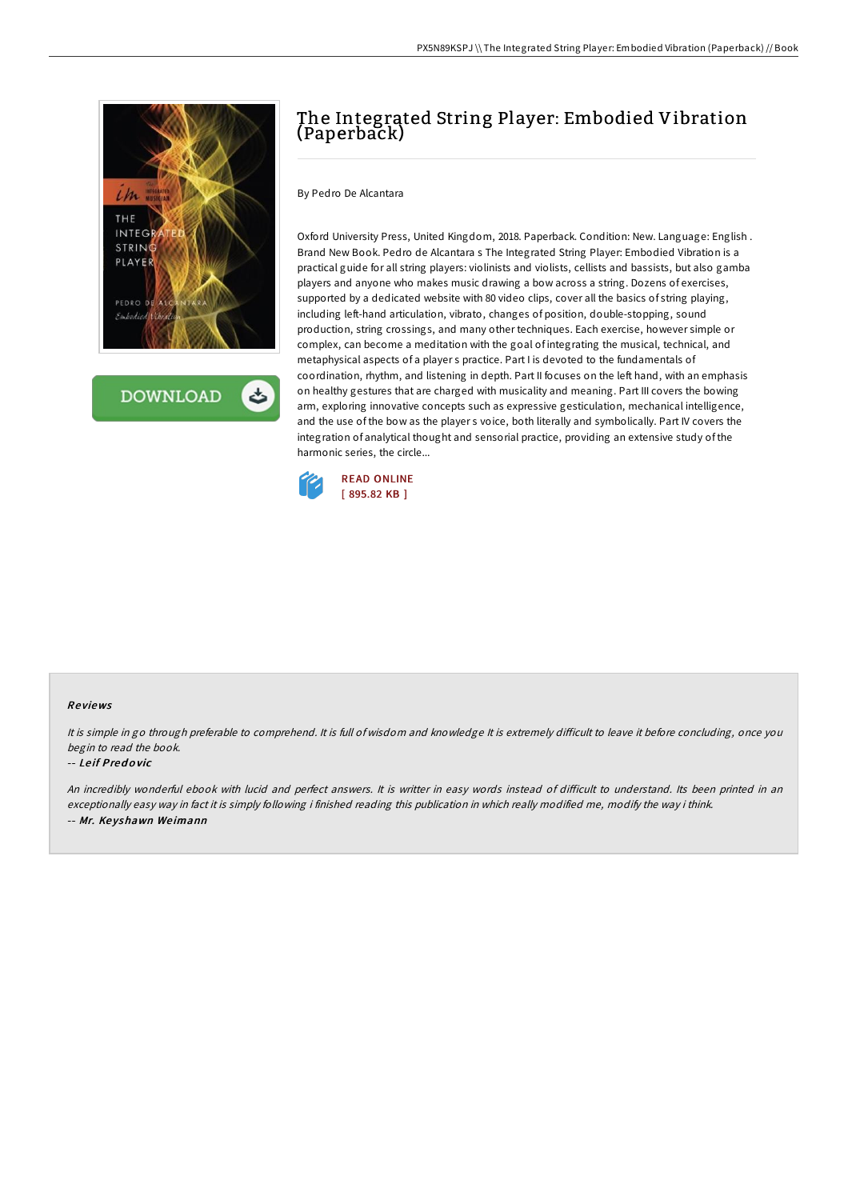# The Integrated String Player: Embodied Vibration (Paperback)

By Pedro De Alcantara

Oxford University Press, United Kingdom, 2018. Paperback. Condition: New. Language: English . Brand New Book. Pedro de Alcantara s The Integrated String Player: Embodied Vibration is a practical guide for all string players: violinists and violists, cellists and bassists, but also gamba players and anyone who makes music drawing a bow across a string. Dozens of exercises, supported by a dedicated website with 80 video clips, cover all the basics of string playing, including left-hand articulation, vibrato, changes of position, double-stopping, sound production, string crossings, and many other techniques. Each exercise, however simple or complex, can become a meditation with the goal of integrating the musical, technical, and metaphysical aspects of a player s practice. Part I is devoted to the fundamentals of coordination, rhythm, and listening in depth. Part II focuses on the left hand, with an emphasis on healthy gestures that are charged with musicality and meaning. Part III covers the bowing arm, exploring innovative concepts such as expressive gesticulation, mechanical intelligence, and the use of the bow as the player s voice, both literally and symbolically. Part IV covers the integration of analytical thought and sensorial practice, providing an extensive study of the harmonic series, the circle...

READ ONLINE
[ 895.82 KB ]

### Reviews

*It is simple in go through preferable to comprehend. It is full of wisdom and knowledge It is extremely difficult to leave it before concluding, once you begin to read the book.*

-- *Leif Predovic*

*An incredibly wonderful ebook with lucid and perfect answers. It is writter in easy words instead of difficult to understand. Its been printed in an exceptionally easy way in fact it is simply following i finished reading this publication in which really modified me, modify the way i think.*

-- *Mr. Keyshawn Weimann*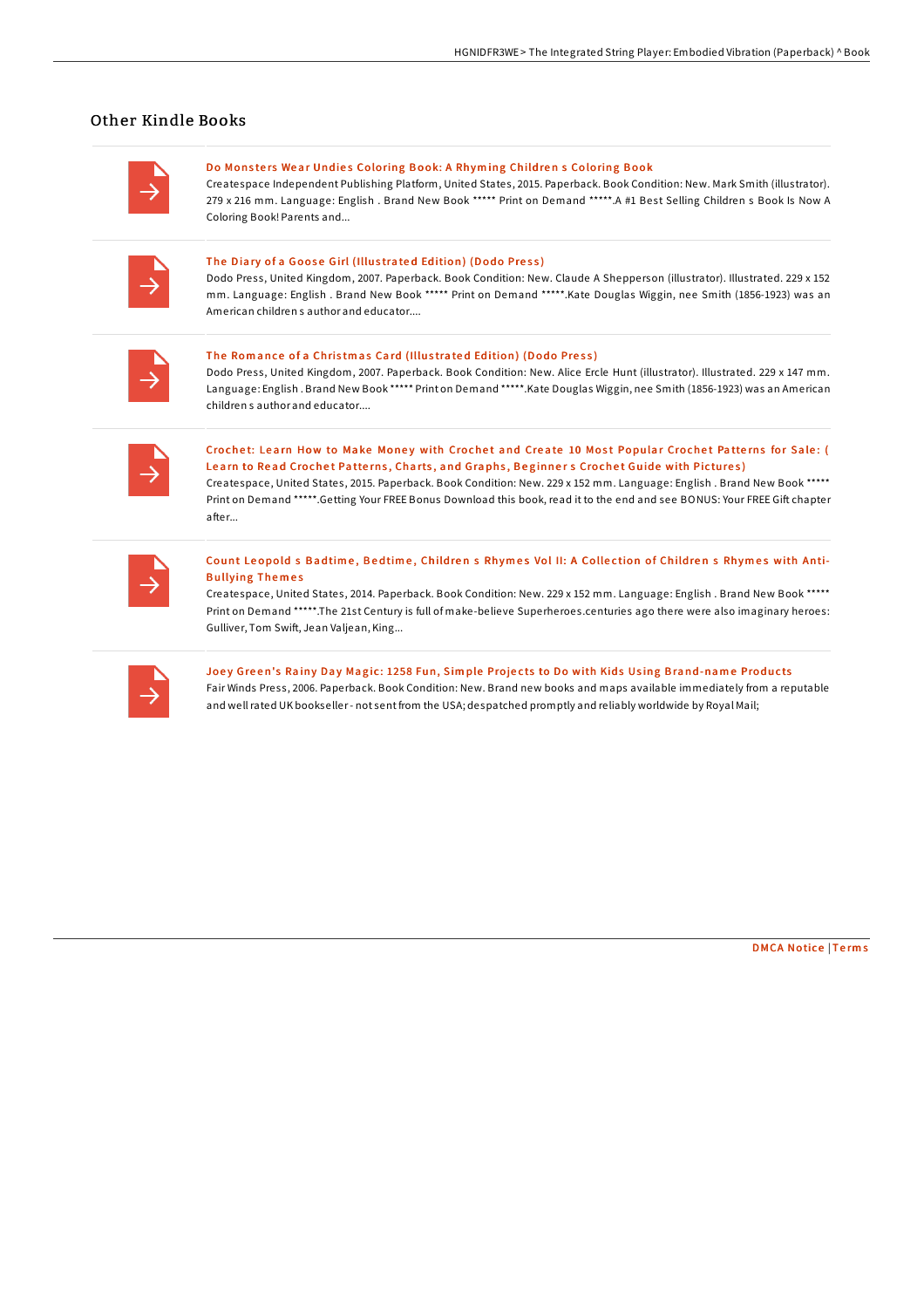## Other Kindle Books

### Do Monsters Wear Undies Coloring Book: A Rhyming Children s Coloring Book

Createspace Independent Publishing Platform, United States, 2015. Paperback. Book Condition: New. Mark Smith (illustrator). 279 x 216 mm. Language: English . Brand New Book ***** Print on Demand *****.A #1 Best Selling Children s Book Is Now A Coloring Book! Parents and...

### The Diary of a Goose Girl (Illustrated Edition) (Dodo Press)

Dodo Press, United Kingdom, 2007. Paperback. Book Condition: New. Claude A Shepperson (illustrator). Illustrated. 229 x 152 mm. Language: English . Brand New Book ***** Print on Demand *****.Kate Douglas Wiggin, nee Smith (1856-1923) was an American children s author and educator....

### The Romance of a Christmas Card (Illustrated Edition) (Dodo Press)

Dodo Press, United Kingdom, 2007. Paperback. Book Condition: New. Alice Ercle Hunt (illustrator). Illustrated. 229 x 147 mm. Language: English . Brand New Book ***** Print on Demand *****.Kate Douglas Wiggin, nee Smith (1856-1923) was an American children s author and educator....

### Crochet: Learn How to Make Money with Crochet and Create 10 Most Popular Crochet Patterns for Sale: ( Learn to Read Crochet Patterns, Charts, and Graphs, Beginner s Crochet Guide with Pictures)

Createspace, United States, 2015. Paperback. Book Condition: New. 229 x 152 mm. Language: English . Brand New Book ***** Print on Demand *****.Getting Your FREE Bonus Download this book, read it to the end and see BONUS: Your FREE Gift chapter after...

### Count Leopold s Badtime, Bedtime, Children s Rhymes Vol II: A Collection of Children s Rhymes with Anti-Bullying Themes

Createspace, United States, 2014. Paperback. Book Condition: New. 229 x 152 mm. Language: English . Brand New Book ***** Print on Demand *****.The 21st Century is full of make-believe Superheroes.centuries ago there were also imaginary heroes: Gulliver, Tom Swift, Jean Valjean, King...

### Joey Green's Rainy Day Magic: 1258 Fun, Simple Projects to Do with Kids Using Brand-name Products

Fair Winds Press, 2006. Paperback. Book Condition: New. Brand new books and maps available immediately from a reputable and well rated UK bookseller - not sent from the USA; despatched promptly and reliably worldwide by Royal Mail;